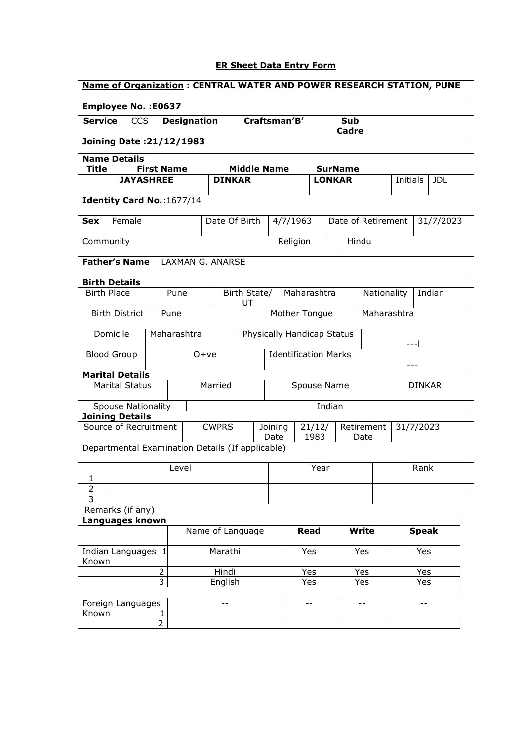# ER Sheet Data Entry Form

**Name of Organization : CENTRAL WATER AND POWER RESEARCH STATION, PUNE**

**Employee No. :E0637**

| **Service** | CCS | **Designation** | **Craftsman'B'** | **Sub Cadre** | |
|---|---|---|---|---|---|

**Joining Date :21/12/1983**

**Name Details**

| **Title** | **First Name** | **Middle Name** | **SurName** | | |
|---|---|---|---|---|---|
| | **JAYASHREE** | **DINKAR** | **LONKAR** | Initials | JDL |

**Identity Card No.**:1677/14

| **Sex** | Female | Date Of Birth | 4/7/1963 | Date of Retirement | 31/7/2023 |
|---|---|---|---|---|---|

| Community | | Religion | Hindu |
|---|---|---|---|

| **Father's Name** | LAXMAN G. ANARSE |
|---|---|

**Birth Details**

| Birth Place | Pune | Birth State/ UT | Maharashtra | Nationality | Indian |
|---|---|---|---|---|---|
| Birth District | Pune | Mother Tongue | Maharashtra | | |
| Domicile | Maharashtra | Physically Handicap Status | ---l | | |
| Blood Group | O+ve | Identification Marks | --- | | |

**Marital Details**

| Marital Status | Married | Spouse Name | DINKAR |
|---|---|---|---|
| Spouse Nationality | Indian | | |

**Joining Details**

| Source of Recruitment | CWPRS | Joining Date | 21/12/ 1983 | Retirement Date | 31/7/2023 |
|---|---|---|---|---|---|

Departmental Examination Details (If applicable)

| | Level | Year | Rank |
|---|---|---|---|
| 1 | | | |
| 2 | | | |
| 3 | | | |

Remarks (if any)

**Languages known**

| | | Name of Language | **Read** | **Write** | **Speak** |
|---|---|---|---|---|---|
| Indian Languages Known | 1 | Marathi | Yes | Yes | Yes |
| | 2 | Hindi | Yes | Yes | Yes |
| | 3 | English | Yes | Yes | Yes |
| | | | | | |
| Foreign Languages Known | 1 | -- | -- | -- | -- |
| | 2 | | | | |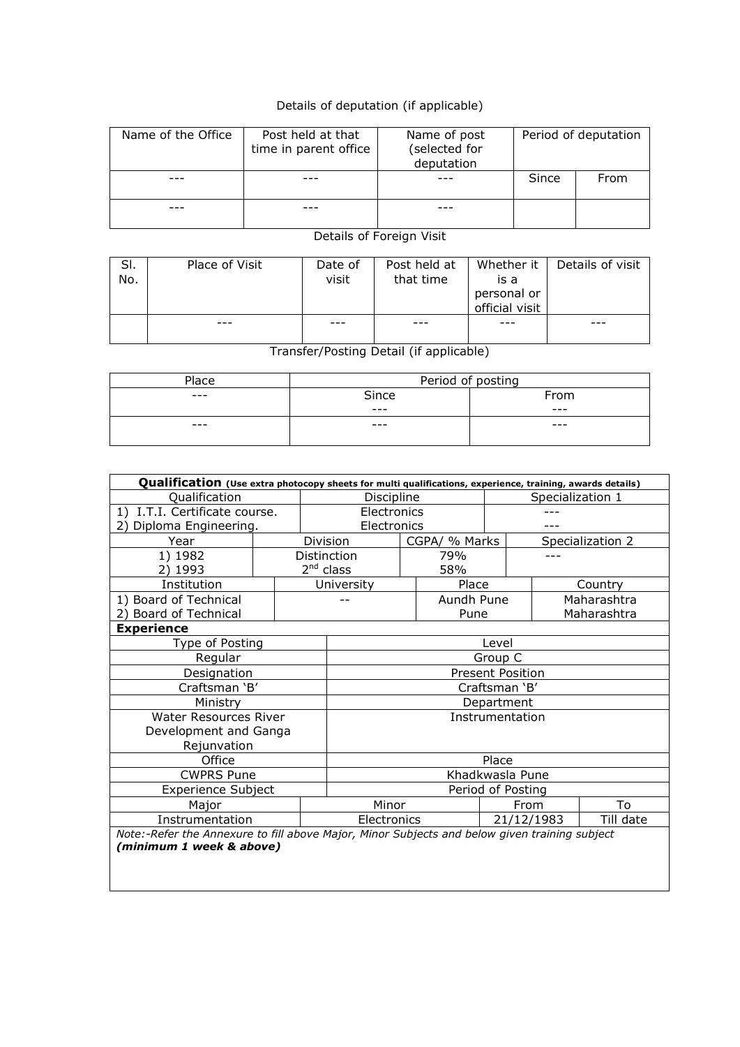Details of deputation (if applicable)

| Name of the Office | Post held at that time in parent office | Name of post (selected for deputation | Period of deputation | |
|---|---|---|---|---|
| | | | Since | From |
| --- | --- | --- | | |
| --- | --- | --- | | |

Details of Foreign Visit

| Sl. No. | Place of Visit | Date of visit | Post held at that time | Whether it is a personal or official visit | Details of visit |
|---|---|---|---|---|---|
| | --- | --- | --- | --- | --- |

Transfer/Posting Detail (if applicable)

| Place | Period of posting | |
|---|---|---|
| | Since | From |
| --- | --- | --- |
| --- | --- | --- |

**Qualification** **(Use extra photocopy sheets for multi qualifications, experience, training, awards details)**

| Qualification | Discipline | Specialization 1 |
|---|---|---|
| 1) I.T.I. Certificate course.<br>2) Diploma Engineering. | Electronics<br>Electronics | ---<br>--- |

| Year | Division | CGPA/ % Marks | Specialization 2 |
|---|---|---|---|
| 1) 1982<br>2) 1993 | Distinction<br>$2^{nd}$ class | 79%<br>58% | --- |

| Institution | University | Place | Country |
|---|---|---|---|
| 1) Board of Technical<br>2) Board of Technical | -- | Aundh Pune<br>Pune | Maharashtra<br>Maharashtra |

**Experience**

| Type of Posting | Level |
|---|---|
| Regular | Group C |
| Designation | Present Position |
| Craftsman 'B' | Craftsman 'B' |
| Ministry | Department |
| Water Resources River Development and Ganga Rejunvation | Instrumentation |
| Office | Place |
| CWPRS Pune | Khadkwasla Pune |

| Experience Subject | | Period of Posting | |
|---|---|---|---|
| Major | Minor | From | To |
| Instrumentation | Electronics | 21/12/1983 | Till date |

*Note:-Refer the Annexure to fill above Major, Minor Subjects and below given training subject* ***(minimum 1 week & above)***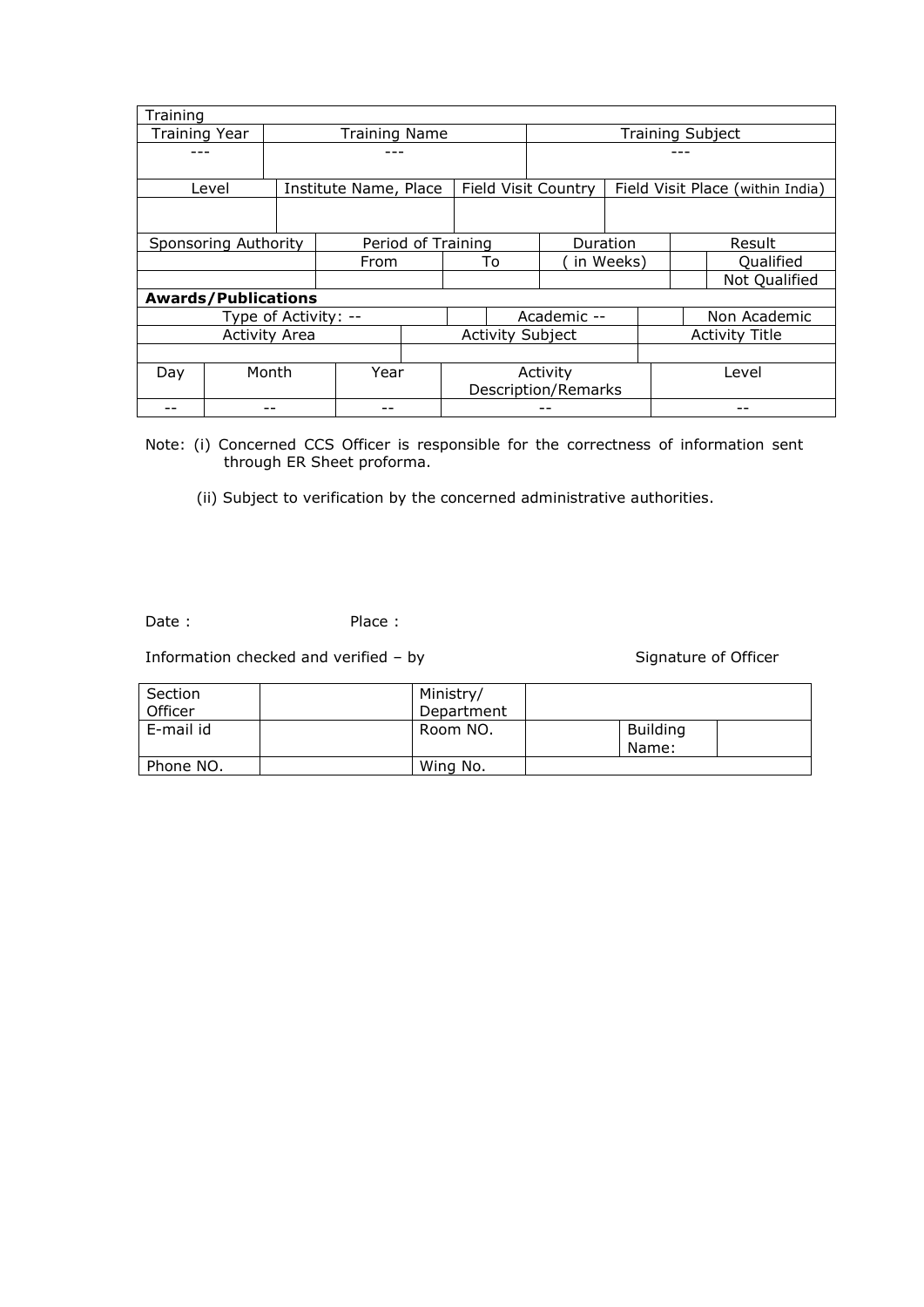| Training | | |
|---|---|---|
| Training Year | Training Name | Training Subject |
| --- | --- | --- |

| Level | Institute Name, Place | Field Visit Country | Field Visit Place (within India) |
|---|---|---|---|
| | | | |

| Sponsoring Authority | Period of Training | | Duration | Result | |
|---|---|---|---|---|---|
| | From | To | ( in Weeks) | | Qualified |
| | | | | | Not Qualified |

| **Awards/Publications** | | | | | |
|---|---|---|---|---|---|
| Type of Activity: -- | | Academic -- | | | Non Academic |

| Activity Area | Activity Subject | Activity Title |
|---|---|---|
| | | |

| Day | Month | Year | Activity Description/Remarks | Level |
|---|---|---|---|---|
| -- | -- | -- | -- | -- |

Note: (i) Concerned CCS Officer is responsible for the correctness of information sent through ER Sheet proforma.

(ii) Subject to verification by the concerned administrative authorities.

Date : Place :

Information checked and verified – by Signature of Officer

| | | | | | |
|---|---|---|---|---|---|
| Section Officer | | Ministry/ Department | | | |
| E-mail id | | Room NO. | | Building Name: | |
| Phone NO. | | Wing No. | | | |